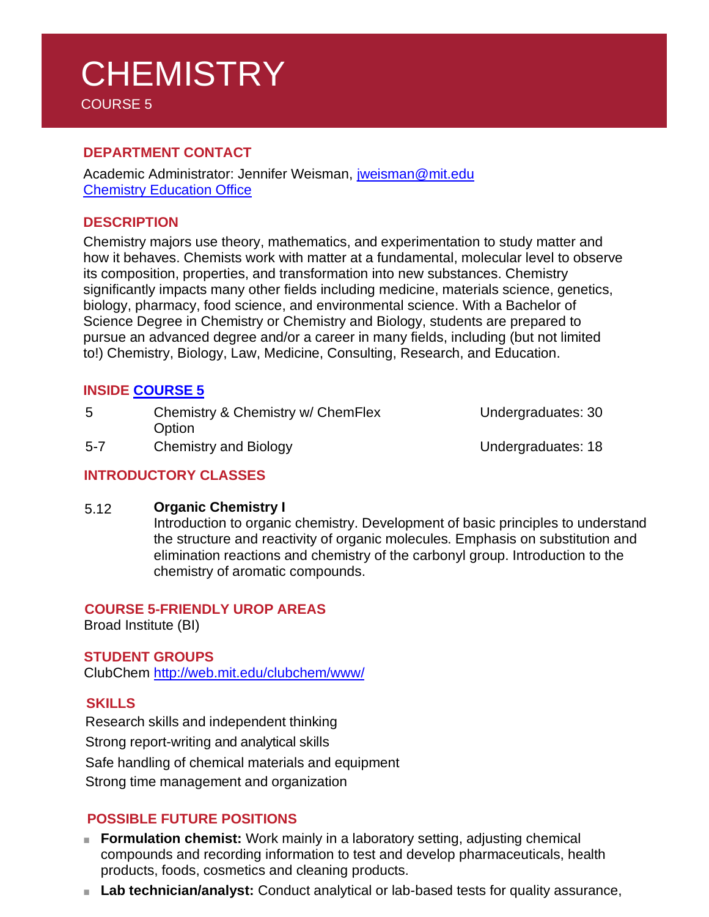# CHEMISTRY

COURSE 5

## DEPARTMENT CONTACT

Academic Administrator: Jennifer Weisman, jweisman@mit.edu
Chemistry Education Office

## DESCRIPTION

Chemistry majors use theory, mathematics, and experimentation to study matter and how it behaves. Chemists work with matter at a fundamental, molecular level to observe its composition, properties, and transformation into new substances. Chemistry significantly impacts many other fields including medicine, materials science, genetics, biology, pharmacy, food science, and environmental science. With a Bachelor of Science Degree in Chemistry or Chemistry and Biology, students are prepared to pursue an advanced degree and/or a career in many fields, including (but not limited to!) Chemistry, Biology, Law, Medicine, Consulting, Research, and Education.

## INSIDE COURSE 5

| | | |
|---|---|---|
| 5 | Chemistry & Chemistry w/ ChemFlex Option | Undergraduates: 30 |
| 5-7 | Chemistry and Biology | Undergraduates: 18 |

## INTRODUCTORY CLASSES

5.12 **Organic Chemistry I**
Introduction to organic chemistry. Development of basic principles to understand the structure and reactivity of organic molecules. Emphasis on substitution and elimination reactions and chemistry of the carbonyl group. Introduction to the chemistry of aromatic compounds.

## COURSE 5-FRIENDLY UROP AREAS

Broad Institute (BI)

## STUDENT GROUPS

ClubChem http://web.mit.edu/clubchem/www/

## SKILLS

Research skills and independent thinking
Strong report-writing and analytical skills
Safe handling of chemical materials and equipment
Strong time management and organization

## POSSIBLE FUTURE POSITIONS

- **Formulation chemist:** Work mainly in a laboratory setting, adjusting chemical compounds and recording information to test and develop pharmaceuticals, health products, foods, cosmetics and cleaning products.
- **Lab technician/analyst:** Conduct analytical or lab-based tests for quality assurance,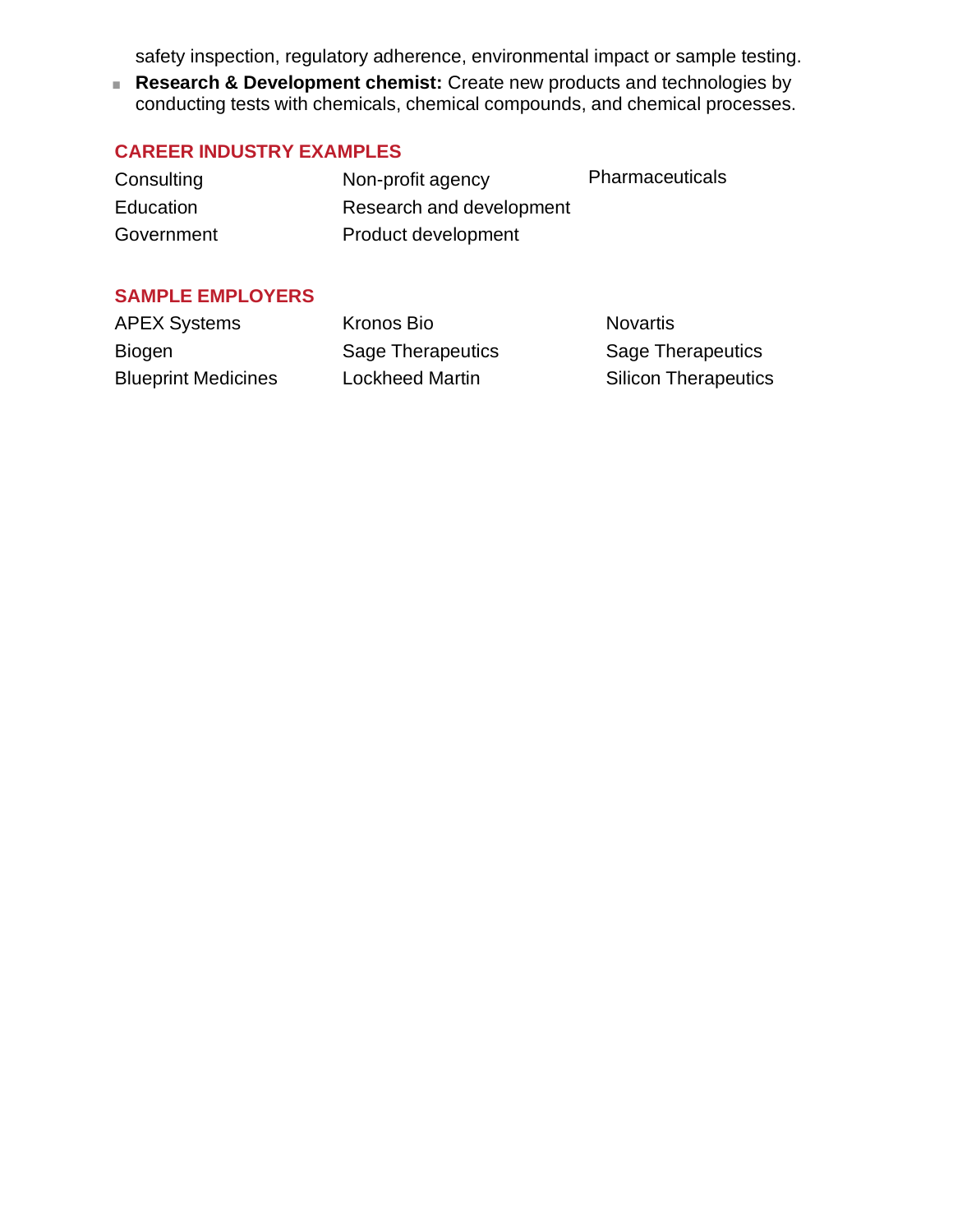safety inspection, regulatory adherence, environmental impact or sample testing.

- **Research & Development chemist:** Create new products and technologies by conducting tests with chemicals, chemical compounds, and chemical processes.

## CAREER INDUSTRY EXAMPLES

| | | |
|---|---|---|
| Consulting | Non-profit agency | Pharmaceuticals |
| Education | Research and development | |
| Government | Product development | |

## SAMPLE EMPLOYERS

| | | |
|---|---|---|
| APEX Systems | Kronos Bio | Novartis |
| Biogen | Sage Therapeutics | Sage Therapeutics |
| Blueprint Medicines | Lockheed Martin | Silicon Therapeutics |